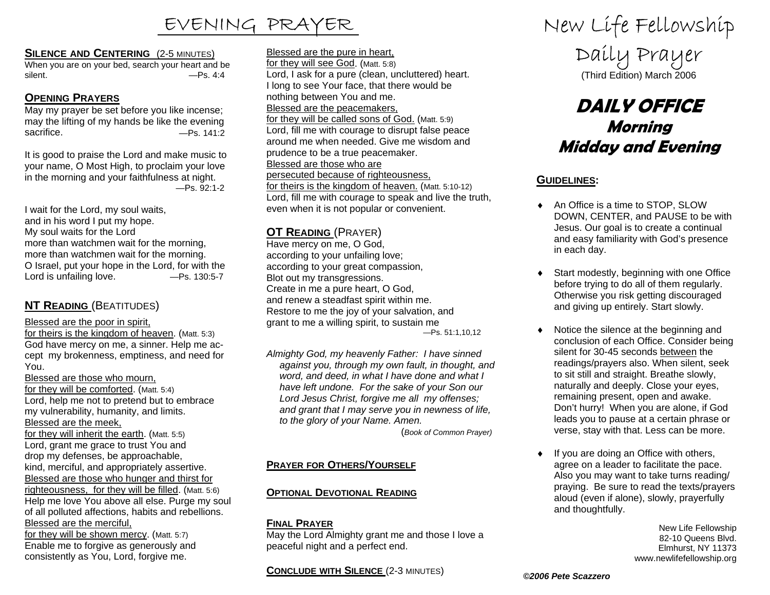# EVENING PRAYER

**SILENCE AND CENTERING** (2-5 MINUTES)

When you are on your bed, search your heart and be silent. —Ps. 4:4

**OPENING PRAYERS**

May my prayer be set before you like incense; may the lifting of my hands be like the evening sacrifice. —Ps. 141:2

It is good to praise the Lord and make music to your name, O Most High, to proclaim your love in the morning and your faithfulness at night. —Ps. 92:1-2

I wait for the Lord, my soul waits,
and in his word I put my hope.
My soul waits for the Lord
more than watchmen wait for the morning,
more than watchmen wait for the morning.
O Israel, put your hope in the Lord, for with the Lord is unfailing love. —Ps. 130:5-7

**NT READING** (BEATITUDES)

Blessed are the poor in spirit,
for theirs is the kingdom of heaven. (Matt. 5:3)
God have mercy on me, a sinner. Help me accept my brokenness, emptiness, and need for You.
Blessed are those who mourn,
for they will be comforted. (Matt. 5:4)
Lord, help me not to pretend but to embrace my vulnerability, humanity, and limits.
Blessed are the meek,
for they will inherit the earth. (Matt. 5:5)
Lord, grant me grace to trust You and drop my defenses, be approachable, kind, merciful, and appropriately assertive.
Blessed are those who hunger and thirst for righteousness, for they will be filled. (Matt. 5:6)
Help me love You above all else. Purge my soul of all polluted affections, habits and rebellions.
Blessed are the merciful,
for they will be shown mercy. (Matt. 5:7)
Enable me to forgive as generously and consistently as You, Lord, forgive me.
Blessed are the pure in heart,
for they will see God. (Matt. 5:8)
Lord, I ask for a pure (clean, uncluttered) heart. I long to see Your face, that there would be nothing between You and me.
Blessed are the peacemakers,
for they will be called sons of God. (Matt. 5:9)
Lord, fill me with courage to disrupt false peace around me when needed. Give me wisdom and prudence to be a true peacemaker.
Blessed are those who are persecuted because of righteousness,
for theirs is the kingdom of heaven. (Matt. 5:10-12)
Lord, fill me with courage to speak and live the truth, even when it is not popular or convenient.

**OT READING** (PRAYER)

Have mercy on me, O God,
according to your unfailing love;
according to your great compassion,
Blot out my transgressions.
Create in me a pure heart, O God,
and renew a steadfast spirit within me.
Restore to me the joy of your salvation, and grant to me a willing spirit, to sustain me —Ps. 51:1,10,12

*Almighty God, my heavenly Father: I have sinned against you, through my own fault, in thought, and word, and deed, in what I have done and what I have left undone. For the sake of your Son our Lord Jesus Christ, forgive me all my offenses; and grant that I may serve you in newness of life, to the glory of your Name. Amen.*
(*Book of Common Prayer*)

**PRAYER FOR OTHERS/YOURSELF**

**OPTIONAL DEVOTIONAL READING**

**FINAL PRAYER**

May the Lord Almighty grant me and those I love a peaceful night and a perfect end.

**CONCLUDE WITH SILENCE** (2-3 MINUTES)

# New Life Fellowship Daily Prayer

(Third Edition) March 2006

## DAILY OFFICE
## Morning
## Midday and Evening

**GUIDELINES:**

- An Office is a time to STOP, SLOW DOWN, CENTER, and PAUSE to be with Jesus. Our goal is to create a continual and easy familiarity with God's presence in each day.
- Start modestly, beginning with one Office before trying to do all of them regularly. Otherwise you risk getting discouraged and giving up entirely. Start slowly.
- Notice the silence at the beginning and conclusion of each Office. Consider being silent for 30-45 seconds between the readings/prayers also. When silent, seek to sit still and straight. Breathe slowly, naturally and deeply. Close your eyes, remaining present, open and awake. Don't hurry! When you are alone, if God leads you to pause at a certain phrase or verse, stay with that. Less can be more.
- If you are doing an Office with others, agree on a leader to facilitate the pace. Also you may want to take turns reading/praying. Be sure to read the texts/prayers aloud (even if alone), slowly, prayerfully and thoughtfully.

New Life Fellowship
82-10 Queens Blvd.
Elmhurst, NY 11373
www.newlifefellowship.org

***©2006 Pete Scazzero***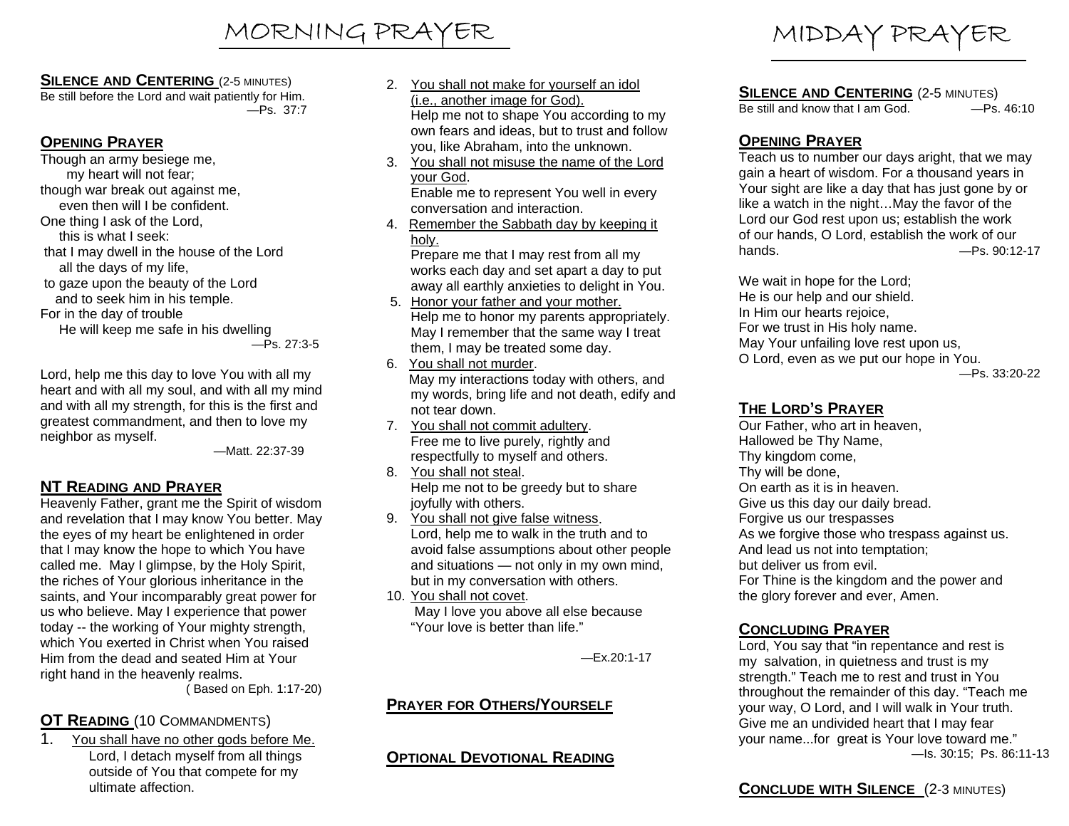# MORNING PRAYER

**SILENCE AND CENTERING** (2-5 MINUTES)

Be still before the Lord and wait patiently for Him.
—Ps. 37:7

## OPENING PRAYER

Though an army besiege me,
my heart will not fear;
though war break out against me,
even then will I be confident.
One thing I ask of the Lord,
this is what I seek:
that I may dwell in the house of the Lord
all the days of my life,
to gaze upon the beauty of the Lord
and to seek him in his temple.
For in the day of trouble
He will keep me safe in his dwelling
—Ps. 27:3-5

Lord, help me this day to love You with all my heart and with all my soul, and with all my mind and with all my strength, for this is the first and greatest commandment, and then to love my neighbor as myself.
—Matt. 22:37-39

## NT READING AND PRAYER

Heavenly Father, grant me the Spirit of wisdom and revelation that I may know You better. May the eyes of my heart be enlightened in order that I may know the hope to which You have called me. May I glimpse, by the Holy Spirit, the riches of Your glorious inheritance in the saints, and Your incomparably great power for us who believe. May I experience that power today -- the working of Your mighty strength, which You exerted in Christ when You raised Him from the dead and seated Him at Your right hand in the heavenly realms.
( Based on Eph. 1:17-20)

## OT READING (10 COMMANDMENTS)

1. You shall have no other gods before Me.
   Lord, I detach myself from all things outside of You that compete for my ultimate affection.
2. You shall not make for yourself an idol (i.e., another image for God).
   Help me not to shape You according to my own fears and ideas, but to trust and follow you, like Abraham, into the unknown.
3. You shall not misuse the name of the Lord your God.
   Enable me to represent You well in every conversation and interaction.
4. Remember the Sabbath day by keeping it holy.
   Prepare me that I may rest from all my works each day and set apart a day to put away all earthly anxieties to delight in You.
5. Honor your father and your mother.
   Help me to honor my parents appropriately. May I remember that the same way I treat them, I may be treated some day.
6. You shall not murder.
   May my interactions today with others, and my words, bring life and not death, edify and not tear down.
7. You shall not commit adultery.
   Free me to live purely, rightly and respectfully to myself and others.
8. You shall not steal.
   Help me not to be greedy but to share joyfully with others.
9. You shall not give false witness.
   Lord, help me to walk in the truth and to avoid false assumptions about other people and situations — not only in my own mind, but in my conversation with others.
10. You shall not covet.
    May I love you above all else because "Your love is better than life."

—Ex.20:1-17

## PRAYER FOR OTHERS/YOURSELF

## OPTIONAL DEVOTIONAL READING

# MIDDAY PRAYER

**SILENCE AND CENTERING** (2-5 MINUTES)

Be still and know that I am God. —Ps. 46:10

## OPENING PRAYER

Teach us to number our days aright, that we may gain a heart of wisdom. For a thousand years in Your sight are like a day that has just gone by or like a watch in the night…May the favor of the Lord our God rest upon us; establish the work of our hands, O Lord, establish the work of our hands.
—Ps. 90:12-17

We wait in hope for the Lord;
He is our help and our shield.
In Him our hearts rejoice,
For we trust in His holy name.
May Your unfailing love rest upon us,
O Lord, even as we put our hope in You.
—Ps. 33:20-22

## THE LORD'S PRAYER

Our Father, who art in heaven,
Hallowed be Thy Name,
Thy kingdom come,
Thy will be done,
On earth as it is in heaven.
Give us this day our daily bread.
Forgive us our trespasses
As we forgive those who trespass against us.
And lead us not into temptation;
but deliver us from evil.
For Thine is the kingdom and the power and the glory forever and ever, Amen.

## CONCLUDING PRAYER

Lord, You say that "in repentance and rest is my salvation, in quietness and trust is my strength." Teach me to rest and trust in You throughout the remainder of this day. "Teach me your way, O Lord, and I will walk in Your truth. Give me an undivided heart that I may fear your name...for great is Your love toward me."
—Is. 30:15; Ps. 86:11-13

**CONCLUDE WITH SILENCE** (2-3 MINUTES)